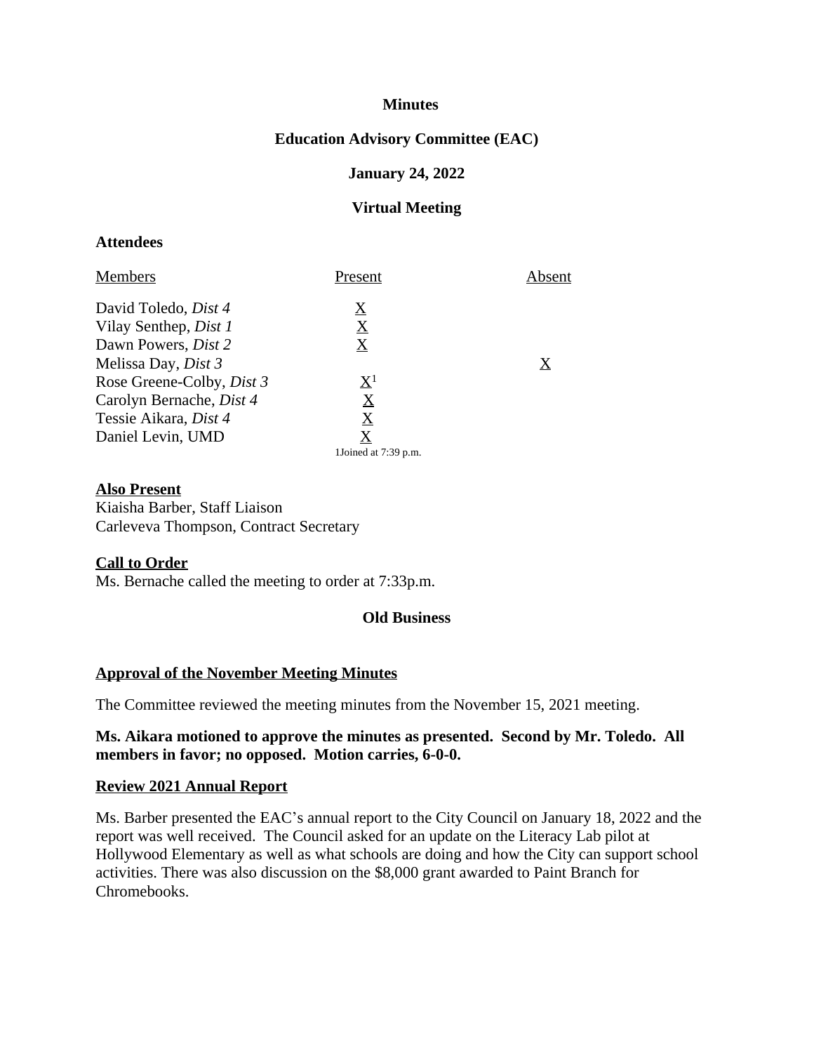**Minutes**

**Education Advisory Committee (EAC)**

**January 24, 2022**

**Virtual Meeting**

**Attendees**

| Members | Present | Absent |
|---|---|---|
| David Toledo, *Dist 4* | X | |
| Vilay Senthep, *Dist 1* | X | |
| Dawn Powers, *Dist 2* | X | |
| Melissa Day, *Dist 3* | | X |
| Rose Greene-Colby, *Dist 3* | X[1] | |
| Carolyn Bernache, *Dist 4* | X | |
| Tessie Aikara, *Dist 4* | X | |
| Daniel Levin, UMD | X | |

1Joined at 7:39 p.m.

**Also Present**
Kiaisha Barber, Staff Liaison
Carleveva Thompson, Contract Secretary

**Call to Order**
Ms. Bernache called the meeting to order at 7:33p.m.

**Old Business**

**Approval of the November Meeting Minutes**

The Committee reviewed the meeting minutes from the November 15, 2021 meeting.

**Ms. Aikara motioned to approve the minutes as presented. Second by Mr. Toledo. All members in favor; no opposed. Motion carries, 6-0-0.**

**Review 2021 Annual Report**

Ms. Barber presented the EAC's annual report to the City Council on January 18, 2022 and the report was well received. The Council asked for an update on the Literacy Lab pilot at Hollywood Elementary as well as what schools are doing and how the City can support school activities. There was also discussion on the $8,000 grant awarded to Paint Branch for Chromebooks.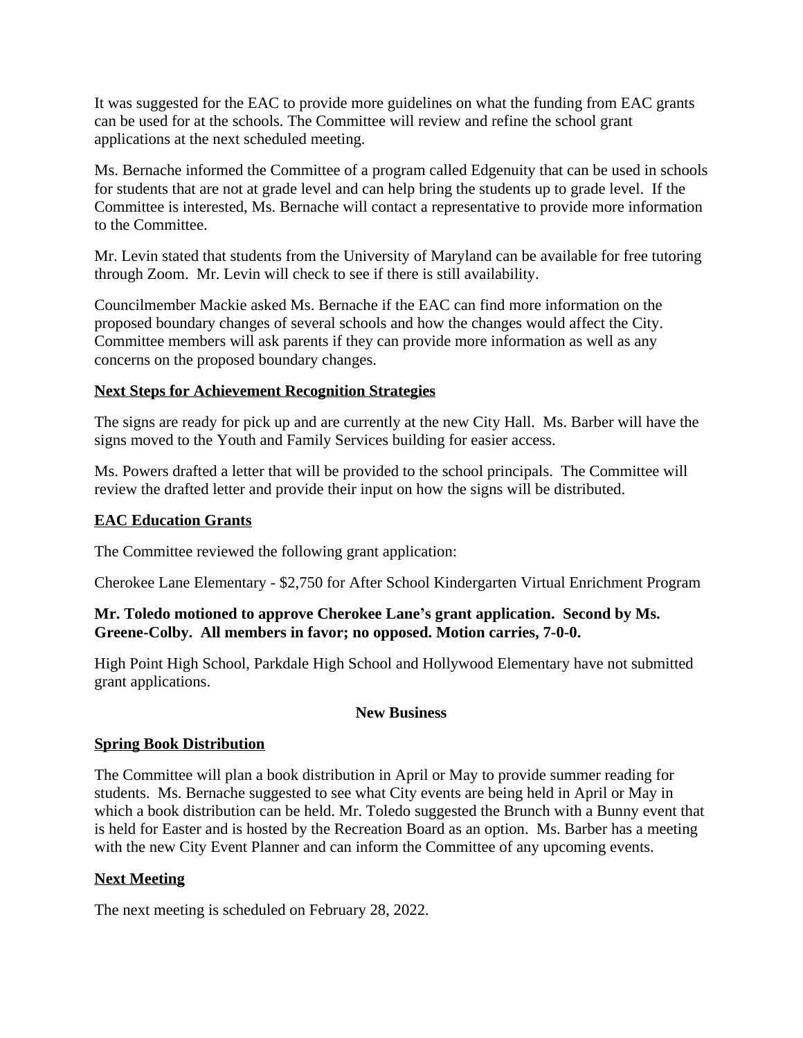It was suggested for the EAC to provide more guidelines on what the funding from EAC grants can be used for at the schools. The Committee will review and refine the school grant applications at the next scheduled meeting.

Ms. Bernache informed the Committee of a program called Edgenuity that can be used in schools for students that are not at grade level and can help bring the students up to grade level. If the Committee is interested, Ms. Bernache will contact a representative to provide more information to the Committee.

Mr. Levin stated that students from the University of Maryland can be available for free tutoring through Zoom. Mr. Levin will check to see if there is still availability.

Councilmember Mackie asked Ms. Bernache if the EAC can find more information on the proposed boundary changes of several schools and how the changes would affect the City. Committee members will ask parents if they can provide more information as well as any concerns on the proposed boundary changes.

**Next Steps for Achievement Recognition Strategies**

The signs are ready for pick up and are currently at the new City Hall. Ms. Barber will have the signs moved to the Youth and Family Services building for easier access.

Ms. Powers drafted a letter that will be provided to the school principals. The Committee will review the drafted letter and provide their input on how the signs will be distributed.

**EAC Education Grants**

The Committee reviewed the following grant application:

Cherokee Lane Elementary - $2,750 for After School Kindergarten Virtual Enrichment Program

**Mr. Toledo motioned to approve Cherokee Lane's grant application. Second by Ms. Greene-Colby. All members in favor; no opposed. Motion carries, 7-0-0.**

High Point High School, Parkdale High School and Hollywood Elementary have not submitted grant applications.

## New Business

**Spring Book Distribution**

The Committee will plan a book distribution in April or May to provide summer reading for students. Ms. Bernache suggested to see what City events are being held in April or May in which a book distribution can be held. Mr. Toledo suggested the Brunch with a Bunny event that is held for Easter and is hosted by the Recreation Board as an option. Ms. Barber has a meeting with the new City Event Planner and can inform the Committee of any upcoming events.

**Next Meeting**

The next meeting is scheduled on February 28, 2022.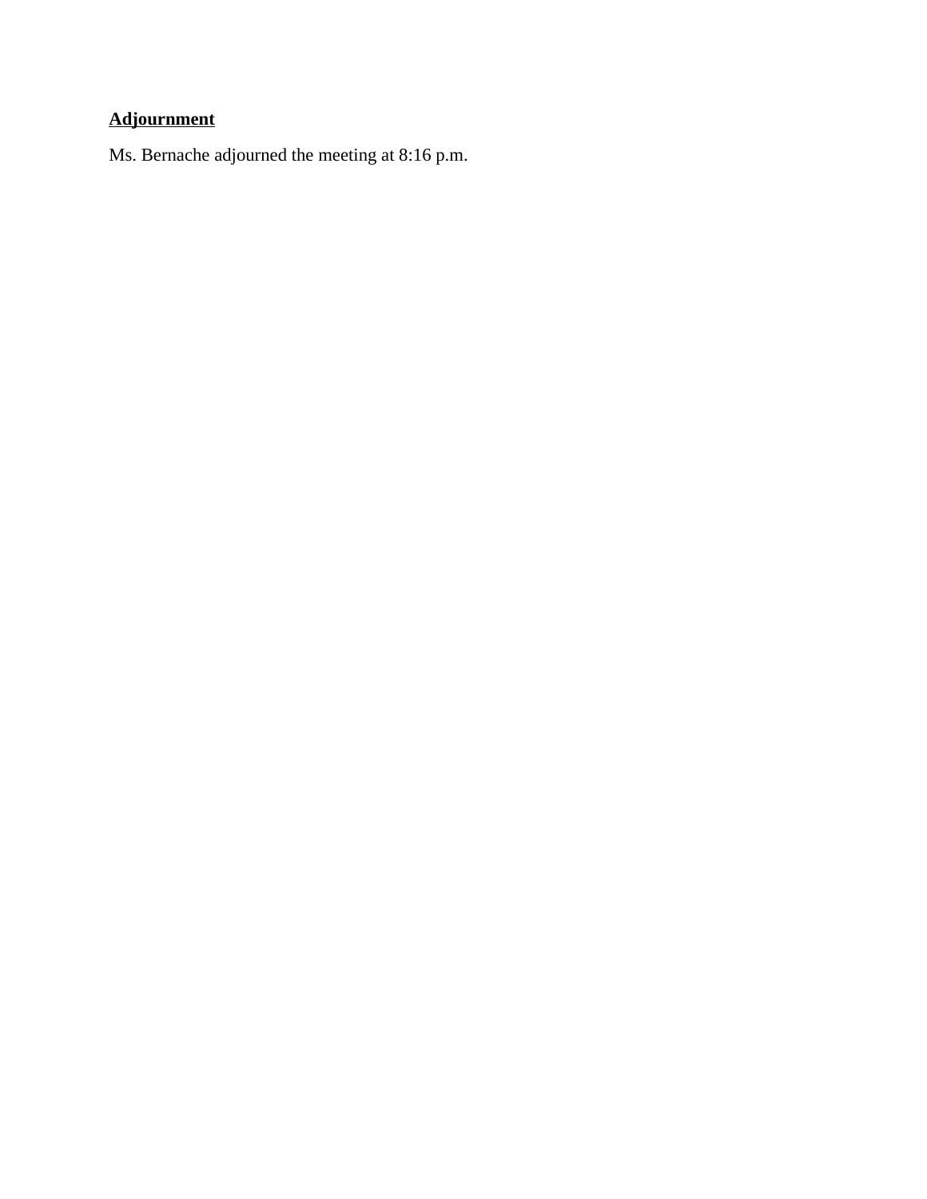**Adjournment**

Ms. Bernache adjourned the meeting at 8:16 p.m.